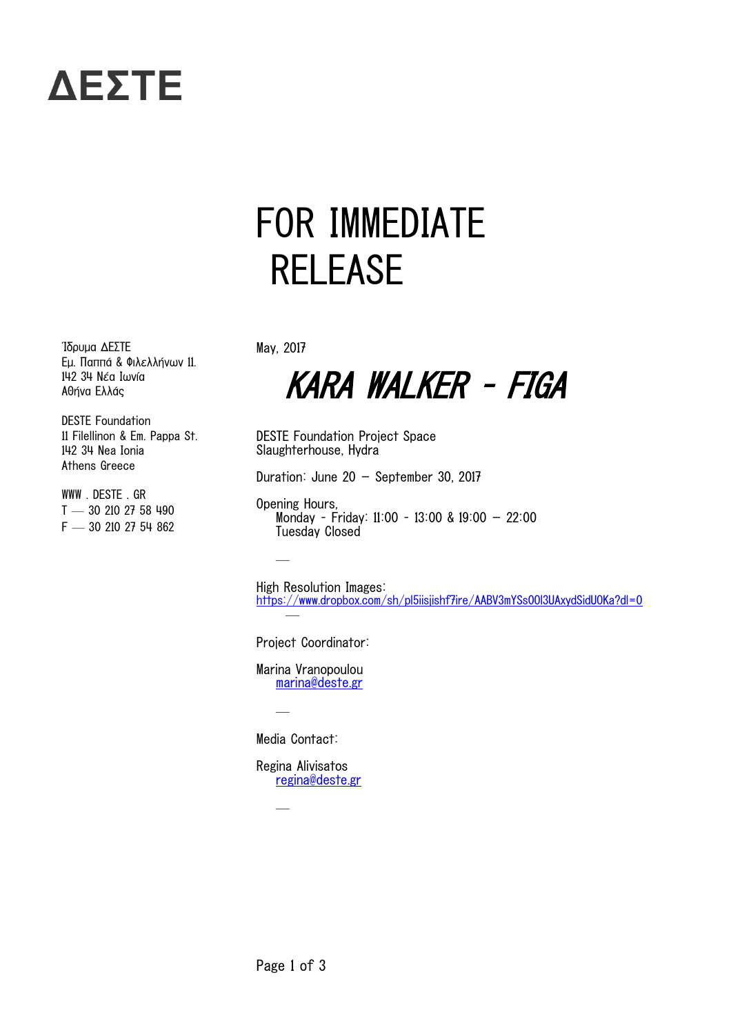# ΔΕΣΤΕ

# FOR IMMEDIATE RELEASE

Ίδρυμα ΔΕΣΤΕ
Εμ. Παππά & Φιλελλήνων 11.
142 34 Νέα Ιωνία
Αθήνα Ελλάς

DESTE Foundation
11 Filellinon & Em. Pappa St.
142 34 Nea Ionia
Athens Greece

WWW . DESTE . GR
T — 30 210 27 58 490
F — 30 210 27 54 862

May, 2017

## *KARA WALKER - FIGA*

DESTE Foundation Project Space
Slaughterhouse, Hydra

Duration: June 20 – September 30, 2017

Opening Hours,
Monday - Friday: 11:00 - 13:00 & 19:00 – 22:00
Tuesday Closed

—

High Resolution Images:
https://www.dropbox.com/sh/pl5iisjishf7ire/AABV3mYSs00l3UAxydSidU0Ka?dl=0

—

Project Coordinator:

Marina Vranopoulou
marina@deste.gr

—

Media Contact:

Regina Alivisatos
regina@deste.gr

—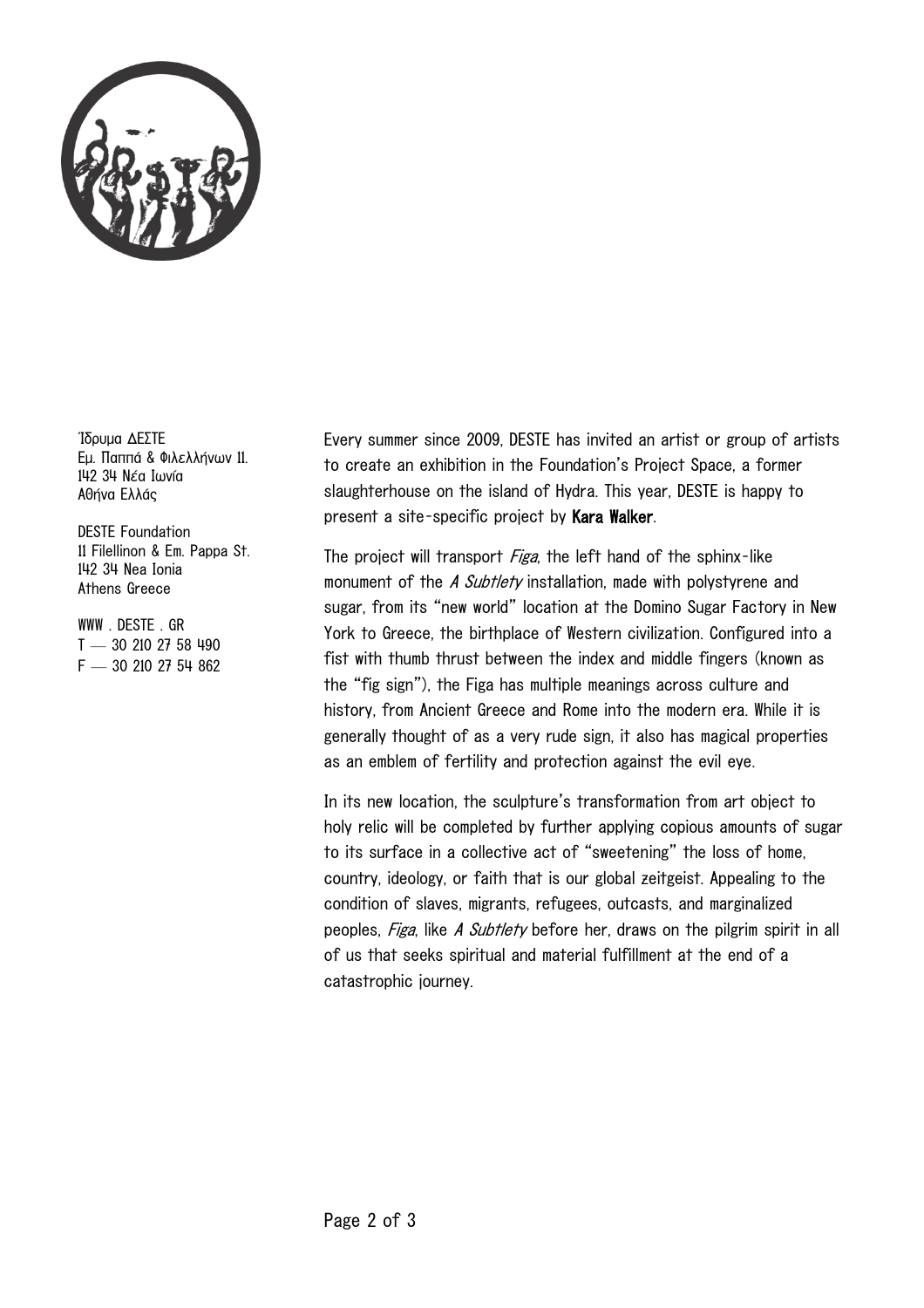Ίδρυμα ΔΕΣΤΕ
Εμ. Παππά & Φιλελλήνων 11.
142 34 Νέα Ιωνία
Αθήνα Ελλάς

DESTE Foundation
11 Filellinon & Em. Pappa St.
142 34 Nea Ionia
Athens Greece

WWW . DESTE . GR
T — 30 210 27 58 490
F — 30 210 27 54 862

Every summer since 2009, DESTE has invited an artist or group of artists to create an exhibition in the Foundation's Project Space, a former slaughterhouse on the island of Hydra. This year, DESTE is happy to present a site-specific project by **Kara Walker**.

The project will transport *Figa*, the left hand of the sphinx-like monument of the *A Subtlety* installation, made with polystyrene and sugar, from its "new world" location at the Domino Sugar Factory in New York to Greece, the birthplace of Western civilization. Configured into a fist with thumb thrust between the index and middle fingers (known as the "fig sign"), the Figa has multiple meanings across culture and history, from Ancient Greece and Rome into the modern era. While it is generally thought of as a very rude sign, it also has magical properties as an emblem of fertility and protection against the evil eye.

In its new location, the sculpture's transformation from art object to holy relic will be completed by further applying copious amounts of sugar to its surface in a collective act of "sweetening" the loss of home, country, ideology, or faith that is our global zeitgeist. Appealing to the condition of slaves, migrants, refugees, outcasts, and marginalized peoples, *Figa*, like *A Subtlety* before her, draws on the pilgrim spirit in all of us that seeks spiritual and material fulfillment at the end of a catastrophic journey.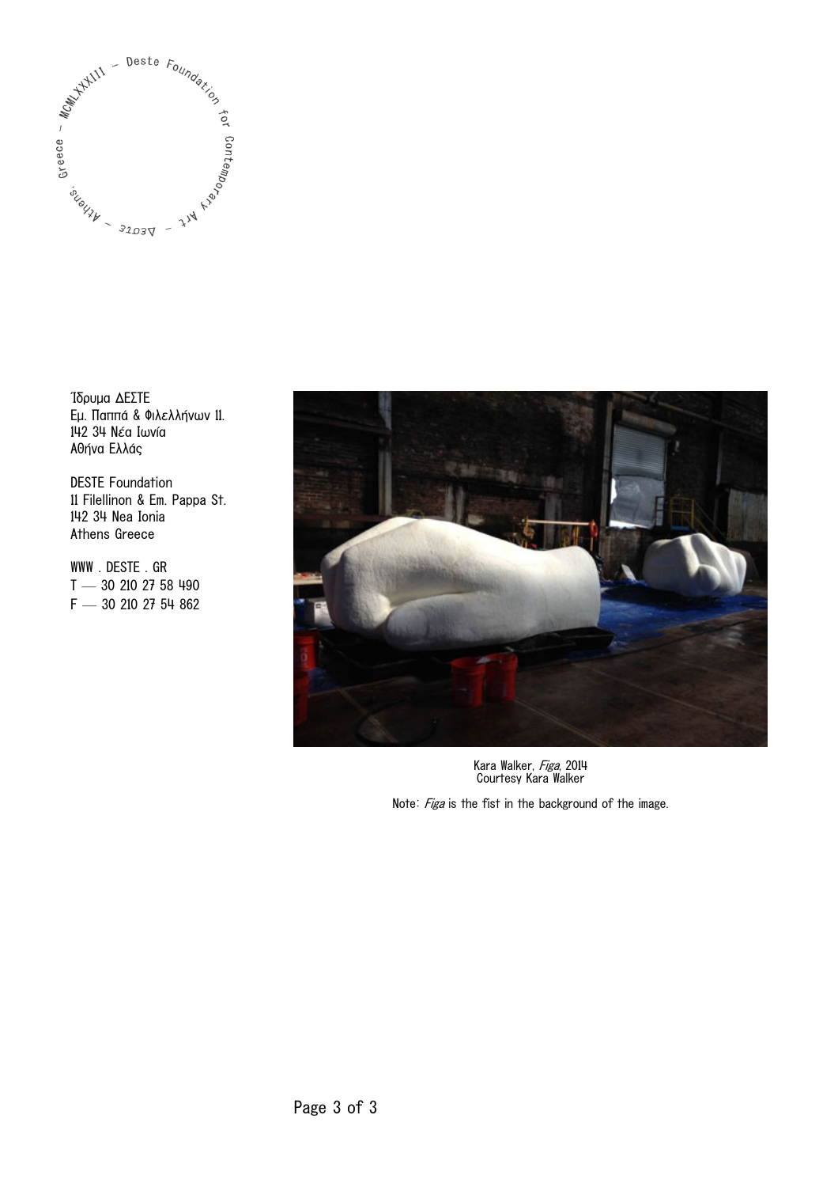Ίδρυμα ΔΕΣΤΕ
Εμ. Παππά & Φιλελλήνων 11.
142 34 Νέα Ιωνία
Αθήνα Ελλάς

DESTE Foundation
11 Filellinon & Em. Pappa St.
142 34 Nea Ionia
Athens Greece

WWW . DESTE . GR
T — 30 210 27 58 490
F — 30 210 27 54 862

Kara Walker, *Figa*, 2014
Courtesy Kara Walker

Note: *Figa* is the fist in the background of the image.